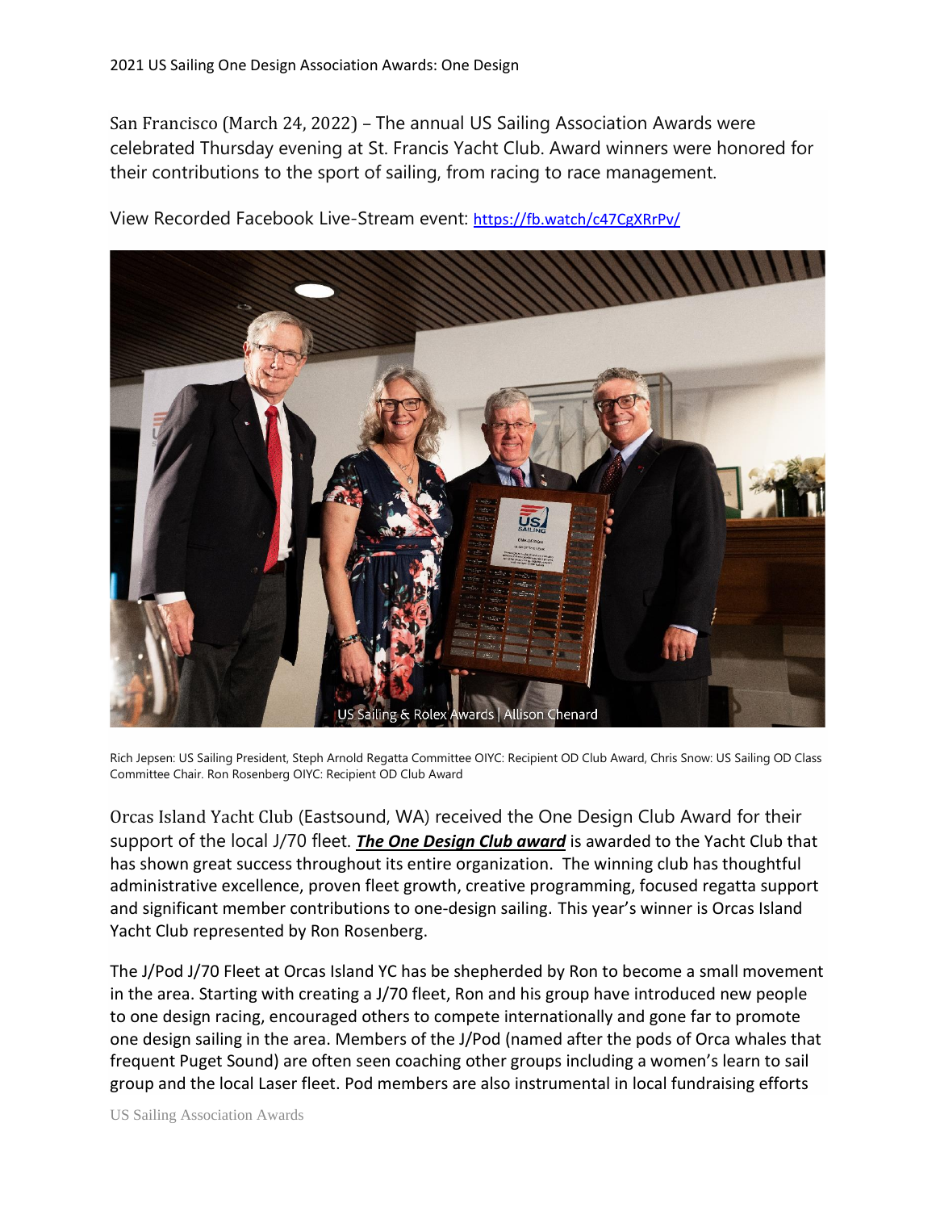2021 US Sailing One Design Association Awards: One Design

San Francisco (March 24, 2022) – The annual US Sailing Association Awards were celebrated Thursday evening at St. Francis Yacht Club. Award winners were honored for their contributions to the sport of sailing, from racing to race management.

View Recorded Facebook Live-Stream event: https://fb.watch/c47CgXRrPv/

US Sailing & Rolex Awards | Allison Chenard

Rich Jepsen: US Sailing President, Steph Arnold Regatta Committee OIYC: Recipient OD Club Award, Chris Snow: US Sailing OD Class Committee Chair. Ron Rosenberg OIYC: Recipient OD Club Award

Orcas Island Yacht Club (Eastsound, WA) received the One Design Club Award for their support of the local J/70 fleet. ***The One Design Club award*** is awarded to the Yacht Club that has shown great success throughout its entire organization. The winning club has thoughtful administrative excellence, proven fleet growth, creative programming, focused regatta support and significant member contributions to one-design sailing. This year's winner is Orcas Island Yacht Club represented by Ron Rosenberg.

The J/Pod J/70 Fleet at Orcas Island YC has be shepherded by Ron to become a small movement in the area. Starting with creating a J/70 fleet, Ron and his group have introduced new people to one design racing, encouraged others to compete internationally and gone far to promote one design sailing in the area. Members of the J/Pod (named after the pods of Orca whales that frequent Puget Sound) are often seen coaching other groups including a women's learn to sail group and the local Laser fleet. Pod members are also instrumental in local fundraising efforts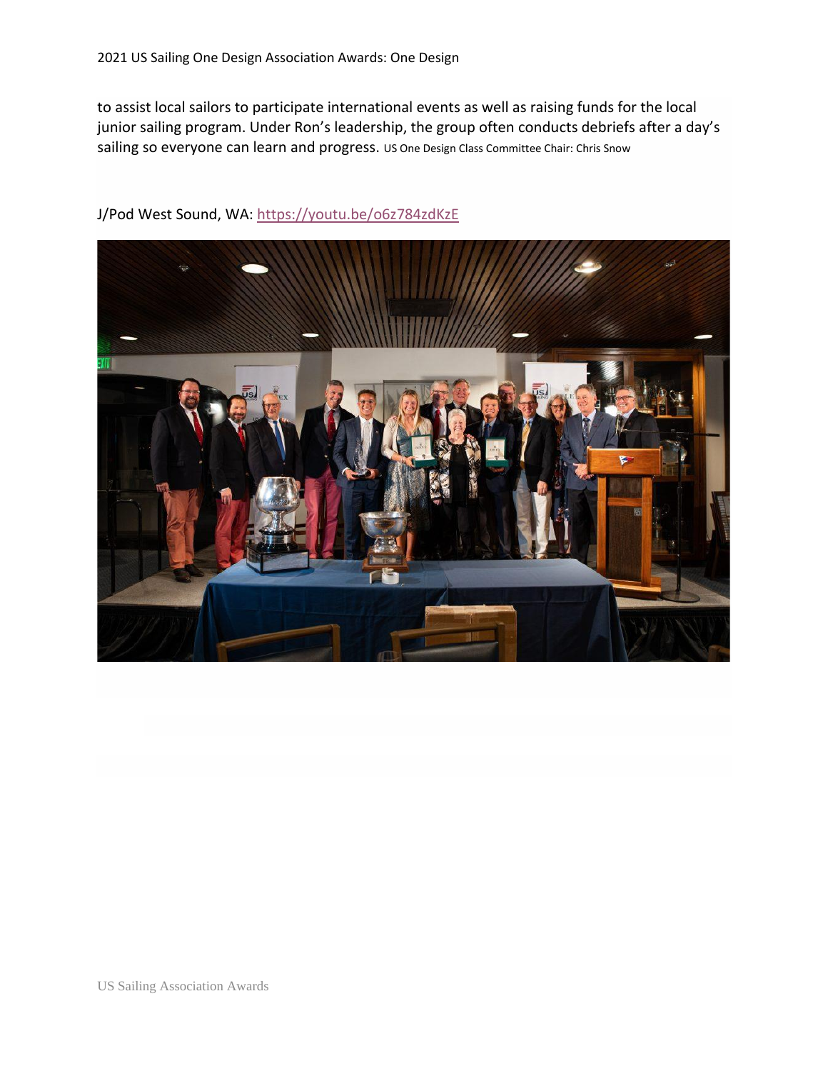to assist local sailors to participate international events as well as raising funds for the local junior sailing program. Under Ron's leadership, the group often conducts debriefs after a day's sailing so everyone can learn and progress. US One Design Class Committee Chair: Chris Snow

J/Pod West Sound, WA: [https://youtu.be/o6z784zdKzE](https://youtu.be/o6z784zdKzE)